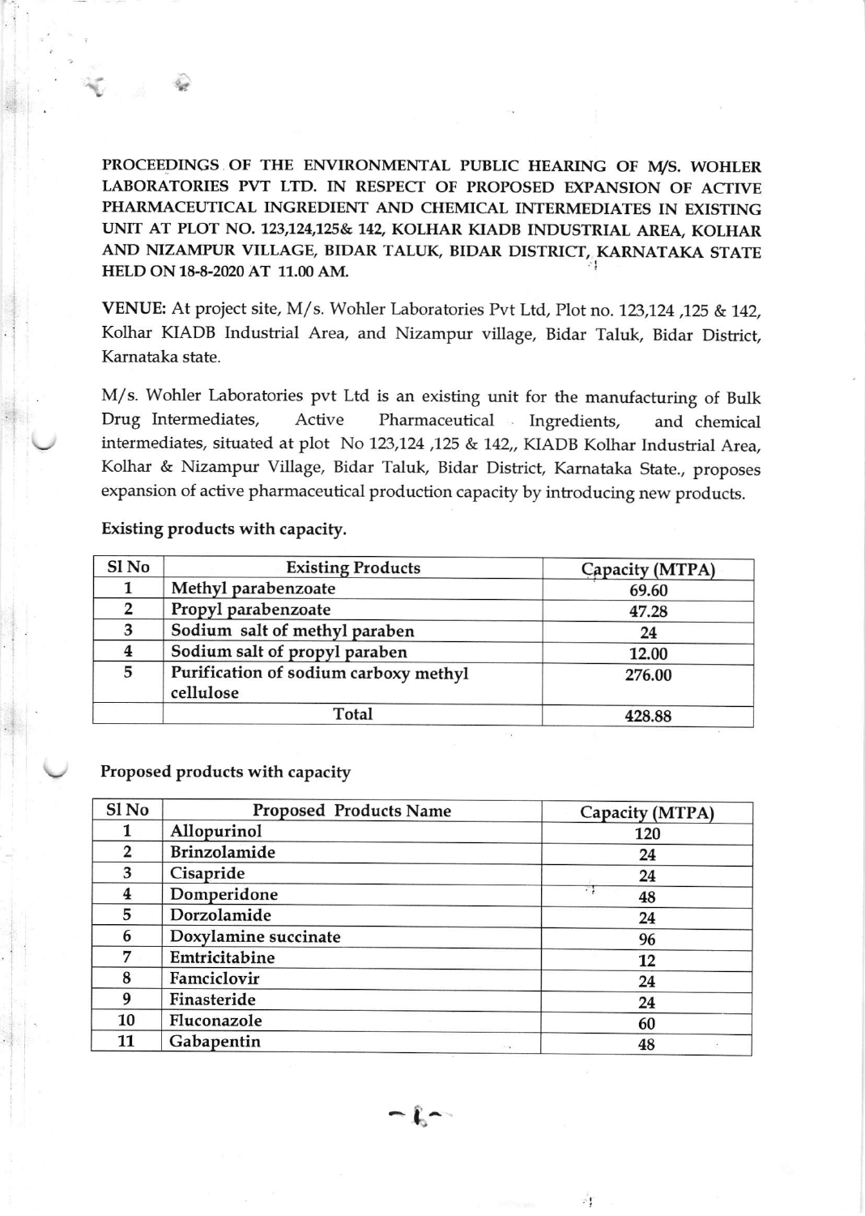**PROCEEDINGS OF THE ENVIRONMENTAL PUBLIC HEARING OF M/S. WOHLER LABORATORIES PVT LTD. IN RESPECT OF PROPOSED EXPANSION OF ACTIVE PHARMACEUTICAL INGREDIENT AND CHEMICAL INTERMEDIATES IN EXISTING UNIT AT PLOT NO. 123,124,125& 142, KOLHAR KIADB INDUSTRIAL AREA, KOLHAR AND NIZAMPUR VILLAGE, BIDAR TALUK, BIDAR DISTRICT, KARNATAKA STATE HELD ON 18-8-2020 AT 11.00 AM.**

**VENUE:** At project site, M/s. Wohler Laboratories Pvt Ltd, Plot no. 123,124 ,125 & 142, Kolhar KIADB Industrial Area, and Nizampur village, Bidar Taluk, Bidar District, Karnataka state.

M/s. Wohler Laboratories pvt Ltd is an existing unit for the manufacturing of Bulk Drug Intermediates, Active Pharmaceutical Ingredients, and chemical intermediates, situated at plot No 123,124 ,125 & 142,, KIADB Kolhar Industrial Area, Kolhar & Nizampur Village, Bidar Taluk, Bidar District, Karnataka State., proposes expansion of active pharmaceutical production capacity by introducing new products.

**Existing products with capacity.**

| Sl No | Existing Products | Capacity (MTPA) |
|---|---|---|
| 1 | Methyl parabenzoate | 69.60 |
| 2 | Propyl parabenzoate | 47.28 |
| 3 | Sodium salt of methyl paraben | 24 |
| 4 | Sodium salt of propyl paraben | 12.00 |
| 5 | Purification of sodium carboxy methyl cellulose | 276.00 |
| | Total | 428.88 |

**Proposed products with capacity**

| Sl No | Proposed Products Name | Capacity (MTPA) |
|---|---|---|
| 1 | Allopurinol | 120 |
| 2 | Brinzolamide | 24 |
| 3 | Cisapride | 24 |
| 4 | Domperidone | 48 |
| 5 | Dorzolamide | 24 |
| 6 | Doxylamine succinate | 96 |
| 7 | Emtricitabine | 12 |
| 8 | Famciclovir | 24 |
| 9 | Finasteride | 24 |
| 10 | Fluconazole | 60 |
| 11 | Gabapentin | 48 |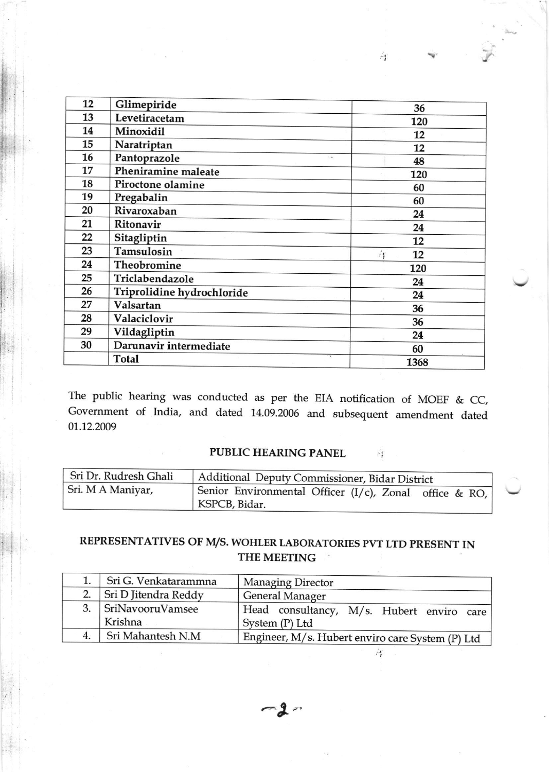| | | |
|---|---|---|
| 12 | **Glimepiride** | **36** |
| 13 | **Levetiracetam** | **120** |
| 14 | **Minoxidil** | **12** |
| 15 | **Naratriptan** | **12** |
| 16 | **Pantoprazole** | **48** |
| 17 | **Pheniramine maleate** | **120** |
| 18 | **Piroctone olamine** | **60** |
| 19 | **Pregabalin** | **60** |
| 20 | **Rivaroxaban** | **24** |
| 21 | **Ritonavir** | **24** |
| 22 | **Sitagliptin** | **12** |
| 23 | **Tamsulosin** | **12** |
| 24 | **Theobromine** | **120** |
| 25 | **Triclabendazole** | **24** |
| 26 | **Triprolidine hydrochloride** | **24** |
| 27 | **Valsartan** | **36** |
| 28 | **Valaciclovir** | **36** |
| 29 | **Vildagliptin** | **24** |
| 30 | **Darunavir intermediate** | **60** |
| | **Total** | **1368** |

The public hearing was conducted as per the EIA notification of MOEF & CC, Government of India, and dated 14.09.2006 and subsequent amendment dated 01.12.2009

## PUBLIC HEARING PANEL

| | |
|---|---|
| Sri Dr. Rudresh Ghali | Additional Deputy Commissioner, Bidar District |
| Sri. M A Maniyar, | Senior Environmental Officer (I/c), Zonal office & RO, KSPCB, Bidar. |

## REPRESENTATIVES OF M/S. WOHLER LABORATORIES PVT LTD PRESENT IN THE MEETING

| | | |
|---|---|---|
| 1. | Sri G. Venkatarammna | Managing Director |
| 2. | Sri D Jitendra Reddy | General Manager |
| 3. | SriNavooruVamsee Krishna | Head consultancy, M/s. Hubert enviro care System (P) Ltd |
| 4. | Sri Mahantesh N.M | Engineer, M/s. Hubert enviro care System (P) Ltd |